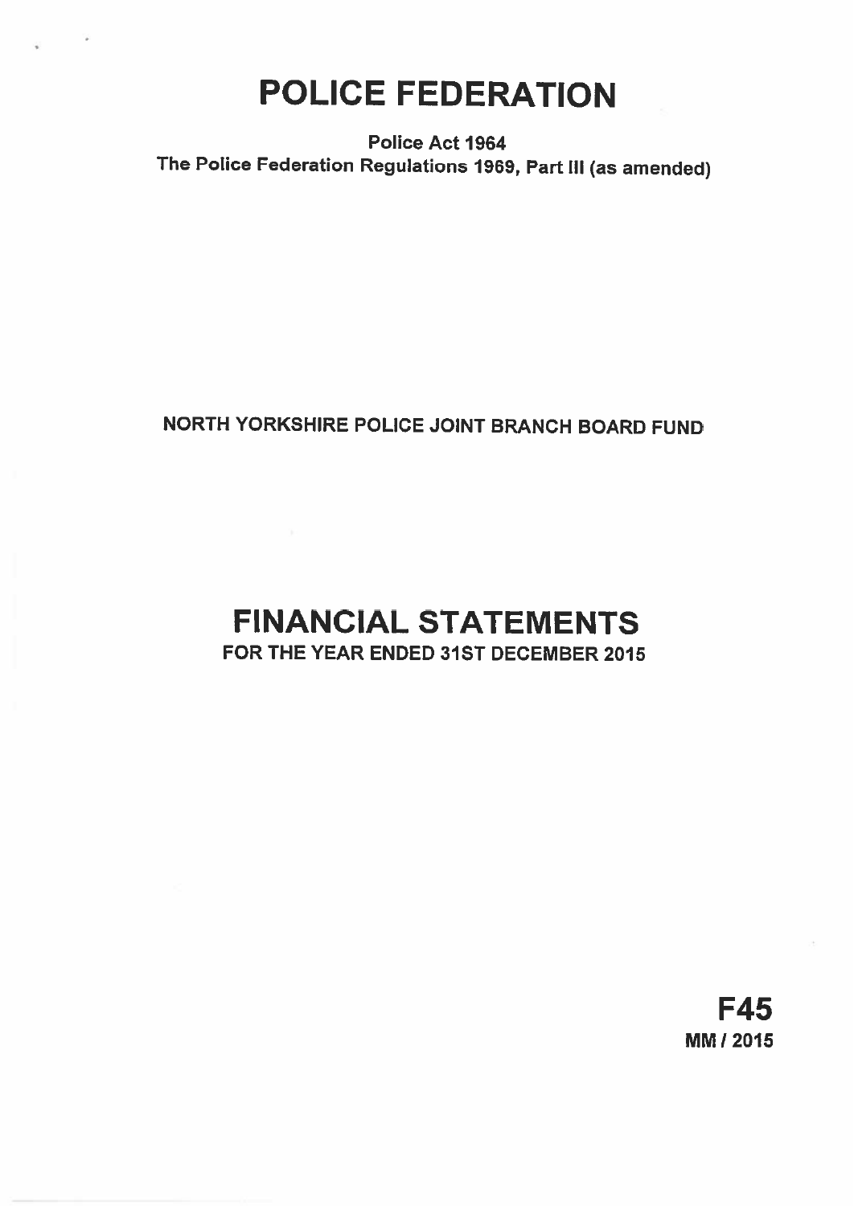# POLICE FEDERATION

**Police Act 1964**
**The Police Federation Regulations 1969, Part III (as amended)**

**NORTH YORKSHIRE POLICE JOINT BRANCH BOARD FUND**

# FINANCIAL STATEMENTS

**FOR THE YEAR ENDED 31ST DECEMBER 2015**

**F45**
**MM / 2015**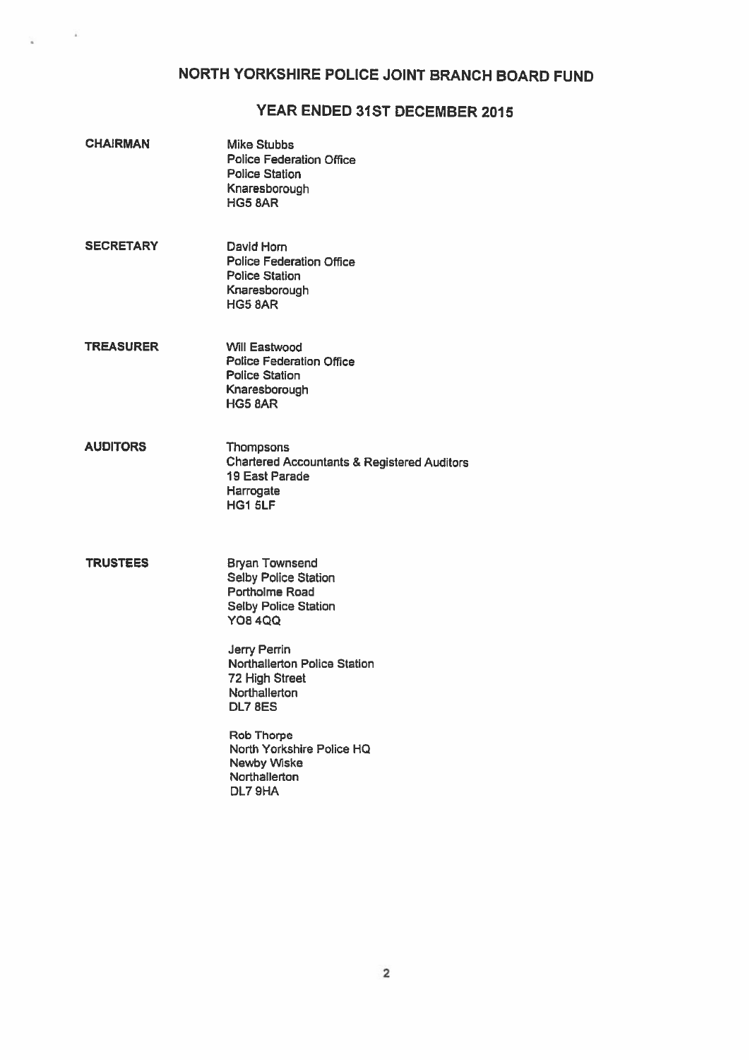# NORTH YORKSHIRE POLICE JOINT BRANCH BOARD FUND

## YEAR ENDED 31ST DECEMBER 2015

**CHAIRMAN**

Mike Stubbs
Police Federation Office
Police Station
Knaresborough
HG5 8AR

**SECRETARY**

David Horn
Police Federation Office
Police Station
Knaresborough
HG5 8AR

**TREASURER**

Will Eastwood
Police Federation Office
Police Station
Knaresborough
HG5 8AR

**AUDITORS**

Thompsons
Chartered Accountants & Registered Auditors
19 East Parade
Harrogate
HG1 5LF

**TRUSTEES**

Bryan Townsend
Selby Police Station
Portholme Road
Selby Police Station
YO8 4QQ

Jerry Perrin
Northallerton Police Station
72 High Street
Northallerton
DL7 8ES

Rob Thorpe
North Yorkshire Police HQ
Newby Wiske
Northallerton
DL7 9HA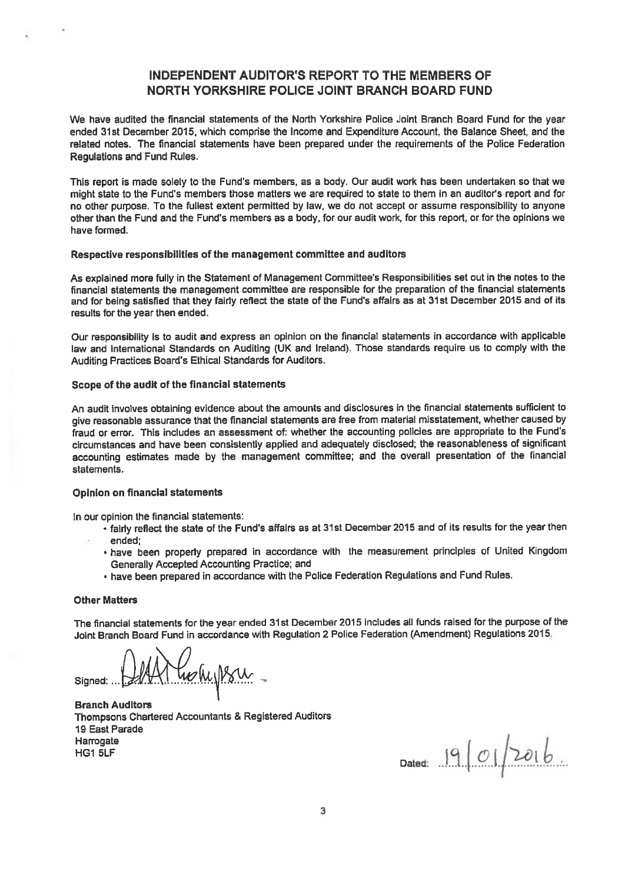# INDEPENDENT AUDITOR'S REPORT TO THE MEMBERS OF NORTH YORKSHIRE POLICE JOINT BRANCH BOARD FUND

We have audited the financial statements of the North Yorkshire Police Joint Branch Board Fund for the year ended 31st December 2015, which comprise the Income and Expenditure Account, the Balance Sheet, and the related notes. The financial statements have been prepared under the requirements of the Police Federation Regulations and Fund Rules.

This report is made solely to the Fund's members, as a body. Our audit work has been undertaken so that we might state to the Fund's members those matters we are required to state to them in an auditor's report and for no other purpose. To the fullest extent permitted by law, we do not accept or assume responsibility to anyone other than the Fund and the Fund's members as a body, for our audit work, for this report, or for the opinions we have formed.

### Respective responsibilities of the management committee and auditors

As explained more fully in the Statement of Management Committee's Responsibilities set out in the notes to the financial statements the management committee are responsible for the preparation of the financial statements and for being satisfied that they fairly reflect the state of the Fund's affairs as at 31st December 2015 and of its results for the year then ended.

Our responsibility is to audit and express an opinion on the financial statements in accordance with applicable law and International Standards on Auditing (UK and Ireland). Those standards require us to comply with the Auditing Practices Board's Ethical Standards for Auditors.

### Scope of the audit of the financial statements

An audit involves obtaining evidence about the amounts and disclosures in the financial statements sufficient to give reasonable assurance that the financial statements are free from material misstatement, whether caused by fraud or error. This includes an assessment of: whether the accounting policies are appropriate to the Fund's circumstances and have been consistently applied and adequately disclosed; the reasonableness of significant accounting estimates made by the management committee; and the overall presentation of the financial statements.

### Opinion on financial statements

In our opinion the financial statements:

- fairly reflect the state of the Fund's affairs as at 31st December 2015 and of its results for the year then ended;
- have been properly prepared in accordance with the measurement principles of United Kingdom Generally Accepted Accounting Practice; and
- have been prepared in accordance with the Police Federation Regulations and Fund Rules.

### Other Matters

The financial statements for the year ended 31st December 2015 includes all funds raised for the purpose of the Joint Branch Board Fund in accordance with Regulation 2 Police Federation (Amendment) Regulations 2015.

Signed: ............................

**Branch Auditors**
Thompsons Chartered Accountants & Registered Auditors
19 East Parade
Harrogate
HG1 5LF

Dated: 19/01/2016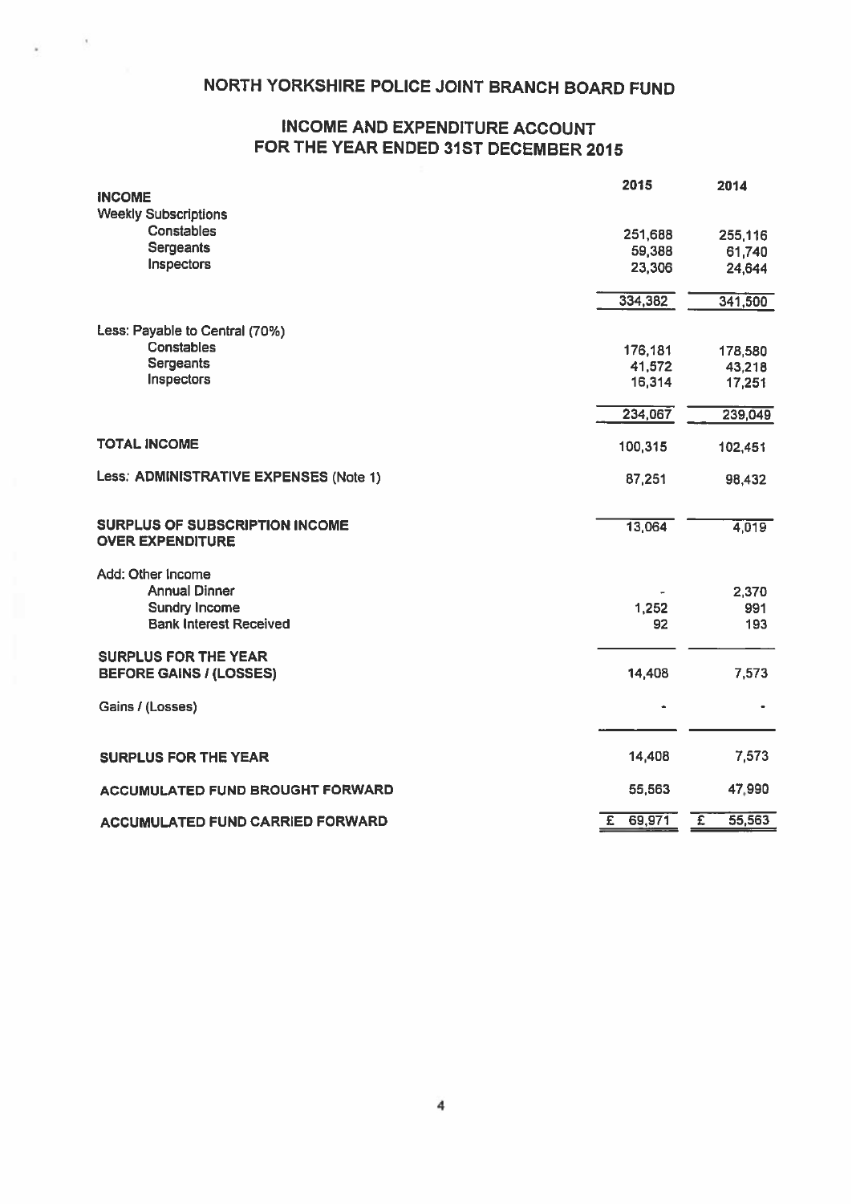# NORTH YORKSHIRE POLICE JOINT BRANCH BOARD FUND

## INCOME AND EXPENDITURE ACCOUNT FOR THE YEAR ENDED 31ST DECEMBER 2015

| | 2015 | 2014 |
|---|---|---|
| **INCOME** | | |
| Weekly Subscriptions | | |
| Constables | 251,688 | 255,116 |
| Sergeants | 59,388 | 61,740 |
| Inspectors | 23,306 | 24,644 |
| | 334,382 | 341,500 |
| Less: Payable to Central (70%) | | |
| Constables | 176,181 | 178,580 |
| Sergeants | 41,572 | 43,218 |
| Inspectors | 16,314 | 17,251 |
| | 234,067 | 239,049 |
| **TOTAL INCOME** | 100,315 | 102,451 |
| Less: **ADMINISTRATIVE EXPENSES (Note 1)** | 87,251 | 98,432 |
| **SURPLUS OF SUBSCRIPTION INCOME OVER EXPENDITURE** | 13,064 | 4,019 |
| Add: Other Income | | |
| Annual Dinner | - | 2,370 |
| Sundry Income | 1,252 | 991 |
| Bank Interest Received | 92 | 193 |
| **SURPLUS FOR THE YEAR BEFORE GAINS / (LOSSES)** | 14,408 | 7,573 |
| Gains / (Losses) | - | - |
| **SURPLUS FOR THE YEAR** | 14,408 | 7,573 |
| **ACCUMULATED FUND BROUGHT FORWARD** | 55,563 | 47,990 |
| **ACCUMULATED FUND CARRIED FORWARD** | £ 69,971 | £ 55,563 |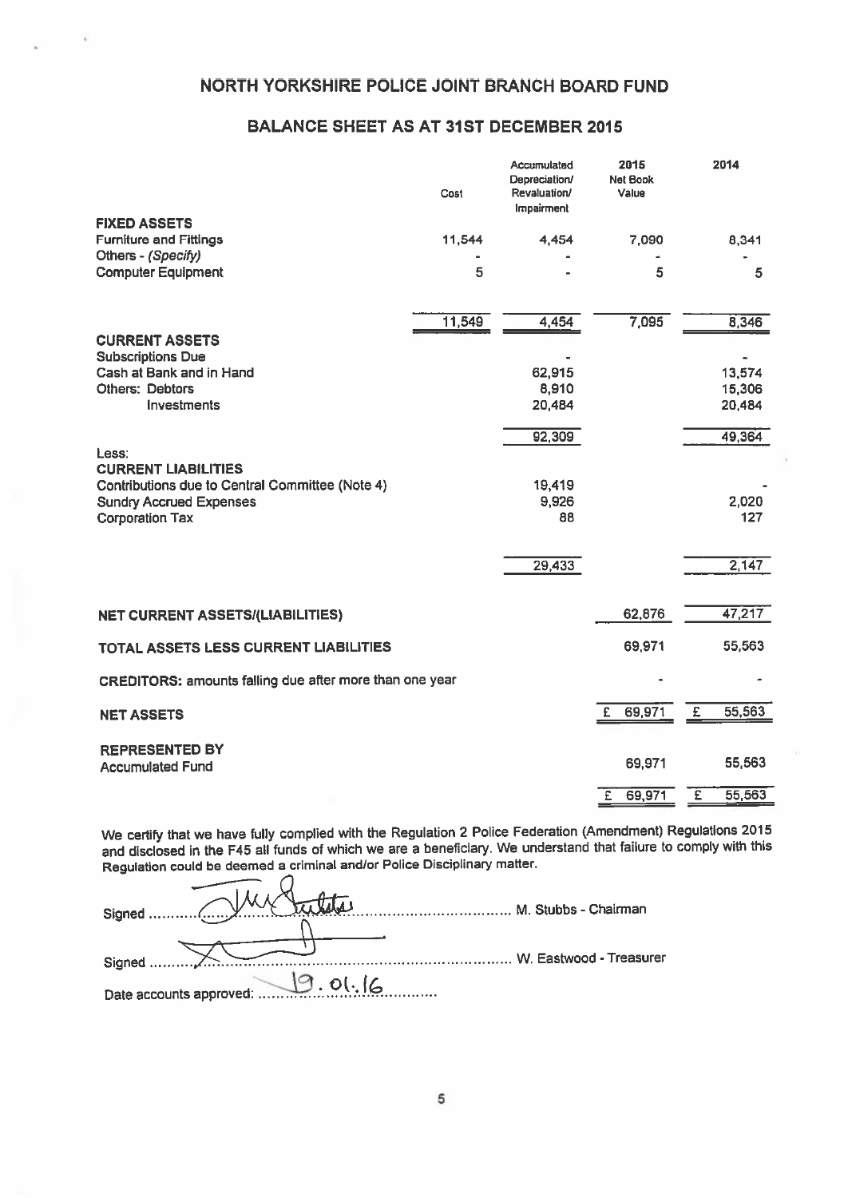# NORTH YORKSHIRE POLICE JOINT BRANCH BOARD FUND

## BALANCE SHEET AS AT 31ST DECEMBER 2015

| | Cost | Accumulated Depreciation/ Revaluation/ Impairment | 2015 Net Book Value | 2014 |
|---|---|---|---|---|
| **FIXED ASSETS** | | | | |
| Furniture and Fittings | 11,544 | 4,454 | 7,090 | 8,341 |
| Others - *(Specify)* | - | - | - | - |
| Computer Equipment | 5 | - | 5 | 5 |
| | 11,549 | 4,454 | 7,095 | 8,346 |
| **CURRENT ASSETS** | | | | |
| Subscriptions Due | | - | | - |
| Cash at Bank and in Hand | | 62,915 | | 13,574 |
| Others: Debtors | | 8,910 | | 15,306 |
| Investments | | 20,484 | | 20,484 |
| | | 92,309 | | 49,364 |
| Less: | | | | |
| **CURRENT LIABILITIES** | | | | |
| Contributions due to Central Committee (Note 4) | | 19,419 | | - |
| Sundry Accrued Expenses | | 9,926 | | 2,020 |
| Corporation Tax | | 88 | | 127 |
| | | 29,433 | | 2,147 |
| **NET CURRENT ASSETS/(LIABILITIES)** | | | 62,876 | 47,217 |
| **TOTAL ASSETS LESS CURRENT LIABILITIES** | | | 69,971 | 55,563 |
| **CREDITORS:** amounts falling due after more than one year | | | - | - |
| **NET ASSETS** | | | £ 69,971 | £ 55,563 |
| **REPRESENTED BY** | | | | |
| Accumulated Fund | | | 69,971 | 55,563 |
| | | | £ 69,971 | £ 55,563 |

We certify that we have fully complied with the Regulation 2 Police Federation (Amendment) Regulations 2015 and disclosed in the F45 all funds of which we are a beneficiary. We understand that failure to comply with this Regulation could be deemed a criminal and/or Police Disciplinary matter.

Signed ................................................ M. Stubbs - Chairman

Signed ................................................ W. Eastwood - Treasurer

Date accounts approved: 19.01.16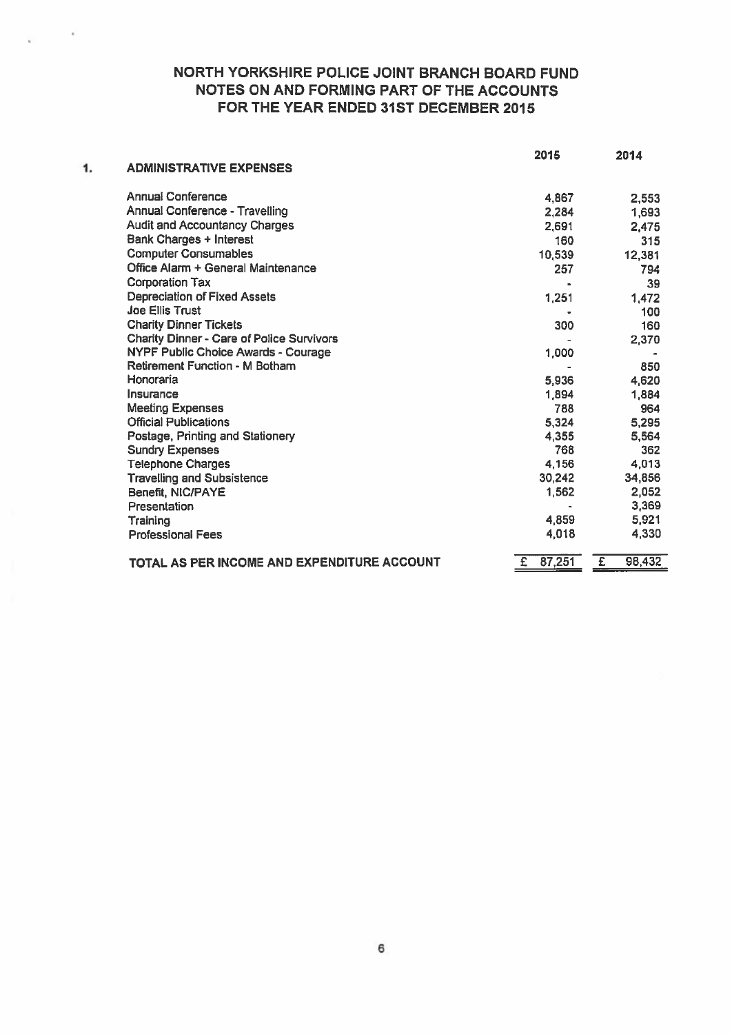# NORTH YORKSHIRE POLICE JOINT BRANCH BOARD FUND
## NOTES ON AND FORMING PART OF THE ACCOUNTS
## FOR THE YEAR ENDED 31ST DECEMBER 2015

### 1. ADMINISTRATIVE EXPENSES

| | 2015 | 2014 |
|---|---|---|
| Annual Conference | 4,867 | 2,553 |
| Annual Conference - Travelling | 2,284 | 1,693 |
| Audit and Accountancy Charges | 2,691 | 2,475 |
| Bank Charges + Interest | 160 | 315 |
| Computer Consumables | 10,539 | 12,381 |
| Office Alarm + General Maintenance | 257 | 794 |
| Corporation Tax | - | 39 |
| Depreciation of Fixed Assets | 1,251 | 1,472 |
| Joe Ellis Trust | - | 100 |
| Charity Dinner Tickets | 300 | 160 |
| Charity Dinner - Care of Police Survivors | - | 2,370 |
| NYPF Public Choice Awards - Courage | 1,000 | - |
| Retirement Function - M Botham | - | 850 |
| Honoraria | 5,936 | 4,620 |
| Insurance | 1,894 | 1,884 |
| Meeting Expenses | 788 | 964 |
| Official Publications | 5,324 | 5,295 |
| Postage, Printing and Stationery | 4,355 | 5,564 |
| Sundry Expenses | 768 | 362 |
| Telephone Charges | 4,156 | 4,013 |
| Travelling and Subsistence | 30,242 | 34,856 |
| Benefit, NIC/PAYE | 1,562 | 2,052 |
| Presentation | - | 3,369 |
| Training | 4,859 | 5,921 |
| Professional Fees | 4,018 | 4,330 |
| **TOTAL AS PER INCOME AND EXPENDITURE ACCOUNT** | £ 87,251 | £ 98,432 |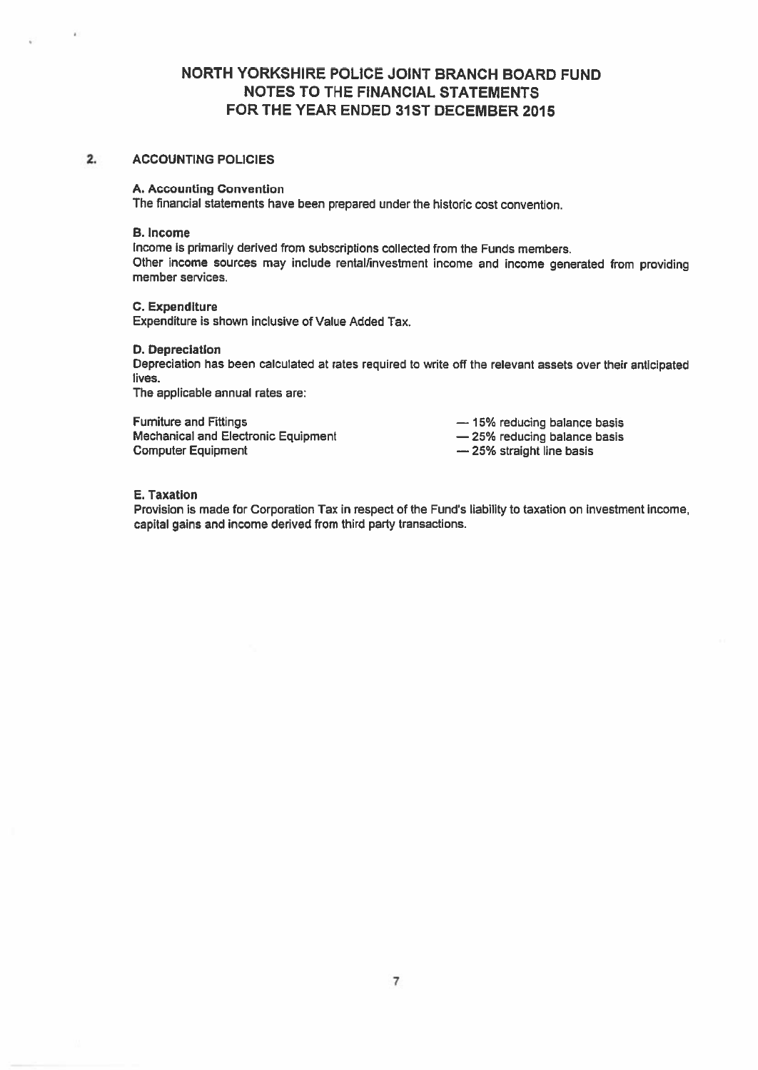# NORTH YORKSHIRE POLICE JOINT BRANCH BOARD FUND
## NOTES TO THE FINANCIAL STATEMENTS
## FOR THE YEAR ENDED 31ST DECEMBER 2015

### 2. ACCOUNTING POLICIES

**A. Accounting Convention**

The financial statements have been prepared under the historic cost convention.

**B. Income**

Income is primarily derived from subscriptions collected from the Funds members.
Other income sources may include rental/investment income and income generated from providing member services.

**C. Expenditure**

Expenditure is shown inclusive of Value Added Tax.

**D. Depreciation**

Depreciation has been calculated at rates required to write off the relevant assets over their anticipated lives.
The applicable annual rates are:

| | |
|---|---|
| Furniture and Fittings | — 15% reducing balance basis |
| Mechanical and Electronic Equipment | — 25% reducing balance basis |
| Computer Equipment | — 25% straight line basis |

**E. Taxation**

Provision is made for Corporation Tax in respect of the Fund's liability to taxation on investment income, capital gains and income derived from third party transactions.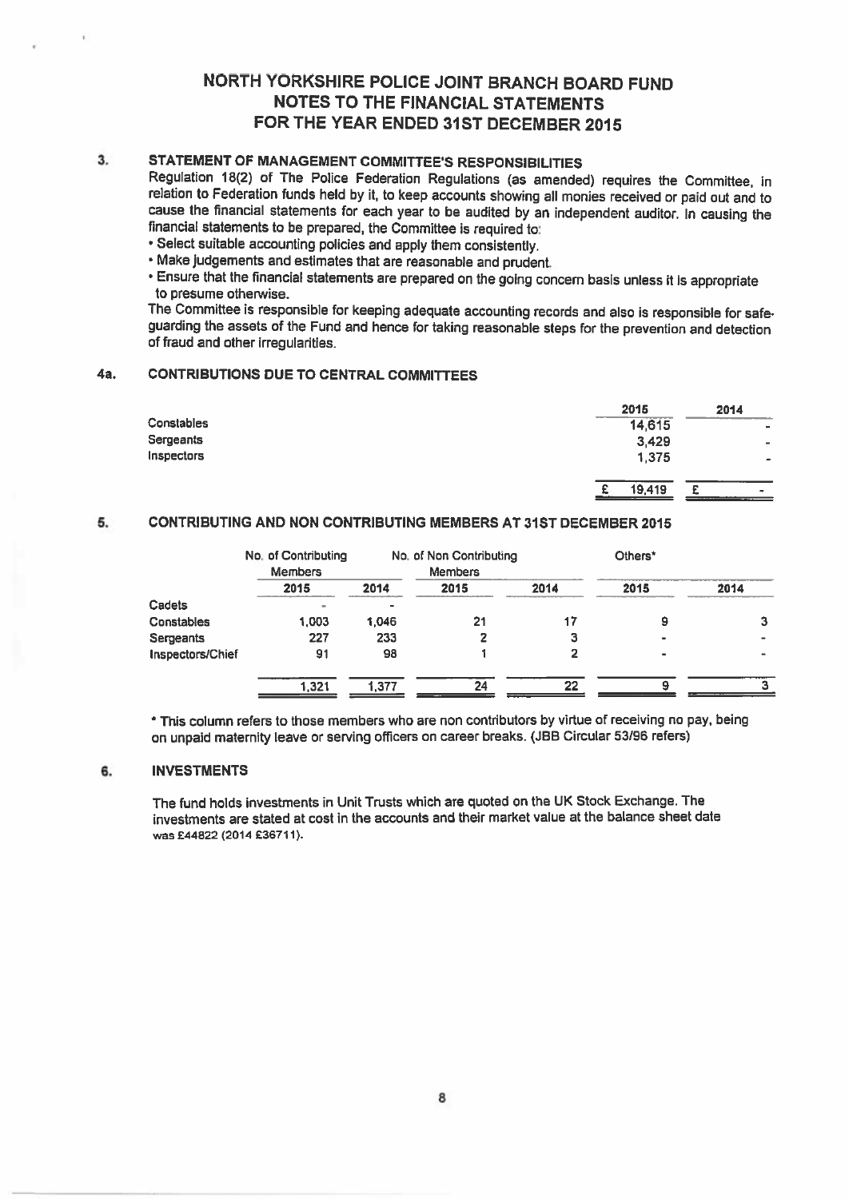# NORTH YORKSHIRE POLICE JOINT BRANCH BOARD FUND
## NOTES TO THE FINANCIAL STATEMENTS
## FOR THE YEAR ENDED 31ST DECEMBER 2015

### 3. STATEMENT OF MANAGEMENT COMMITTEE'S RESPONSIBILITIES

Regulation 18(2) of The Police Federation Regulations (as amended) requires the Committee, in relation to Federation funds held by it, to keep accounts showing all monies received or paid out and to cause the financial statements for each year to be audited by an independent auditor. In causing the financial statements to be prepared, the Committee is required to:

- Select suitable accounting policies and apply them consistently.
- Make judgements and estimates that are reasonable and prudent.
- Ensure that the financial statements are prepared on the going concern basis unless it is appropriate to presume otherwise.

The Committee is responsible for keeping adequate accounting records and also is responsible for safe-guarding the assets of the Fund and hence for taking reasonable steps for the prevention and detection of fraud and other irregularities.

### 4a. CONTRIBUTIONS DUE TO CENTRAL COMMITTEES

| | 2015 | 2014 |
|---|---|---|
| Constables | 14,615 | - |
| Sergeants | 3,429 | - |
| Inspectors | 1,375 | - |
| | £ 19,419 | £ - |

### 5. CONTRIBUTING AND NON CONTRIBUTING MEMBERS AT 31ST DECEMBER 2015

| | No. of Contributing Members | | No. of Non Contributing Members | | Others* | |
|---|---|---|---|---|---|---|
| | 2015 | 2014 | 2015 | 2014 | 2015 | 2014 |
| Cadets | - | - | | | | |
| Constables | 1,003 | 1,046 | 21 | 17 | 9 | 3 |
| Sergeants | 227 | 233 | 2 | 3 | - | - |
| Inspectors/Chief | 91 | 98 | 1 | 2 | - | - |
| | 1,321 | 1,377 | 24 | 22 | 9 | 3 |

\* This column refers to those members who are non contributors by virtue of receiving no pay, being on unpaid maternity leave or serving officers on career breaks. (JBB Circular 53/96 refers)

### 6. INVESTMENTS

The fund holds investments in Unit Trusts which are quoted on the UK Stock Exchange. The investments are stated at cost in the accounts and their market value at the balance sheet date was £44822 (2014 £36711).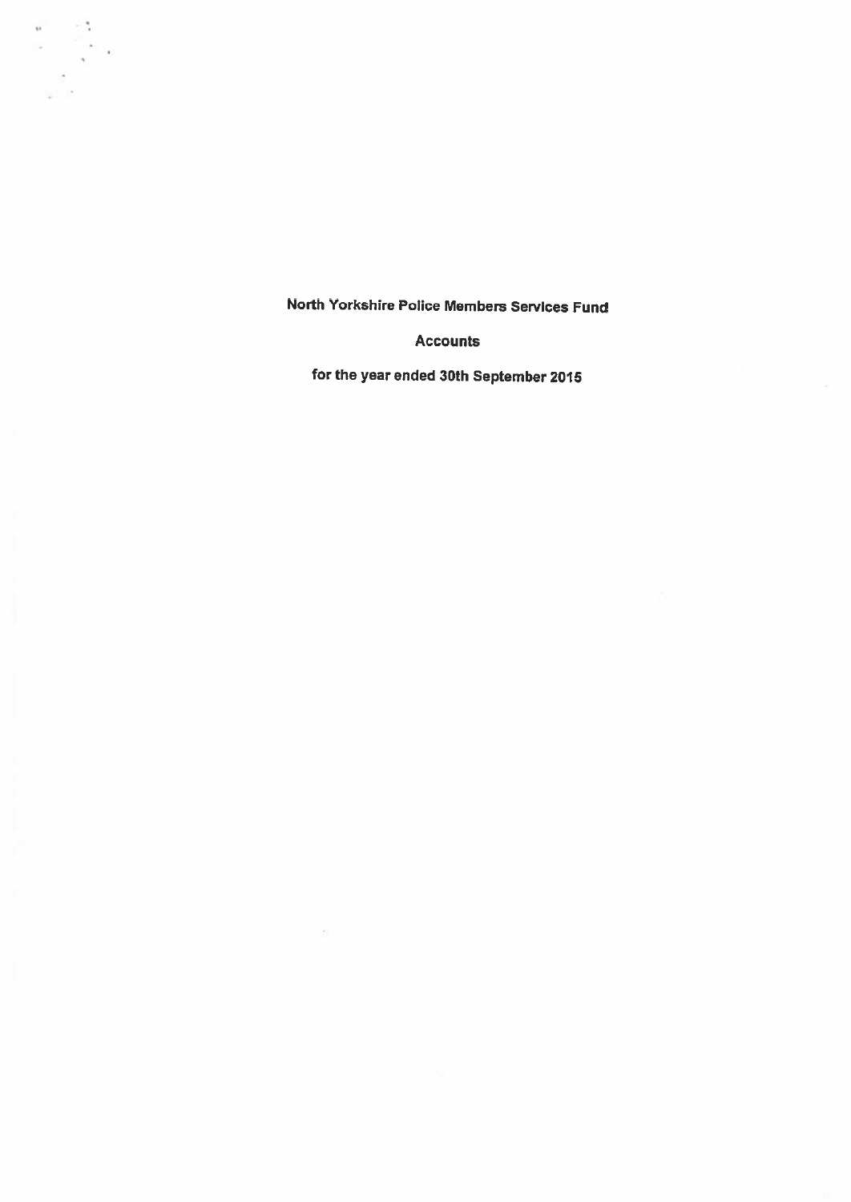# North Yorkshire Police Members Services Fund

## Accounts

### for the year ended 30th September 2015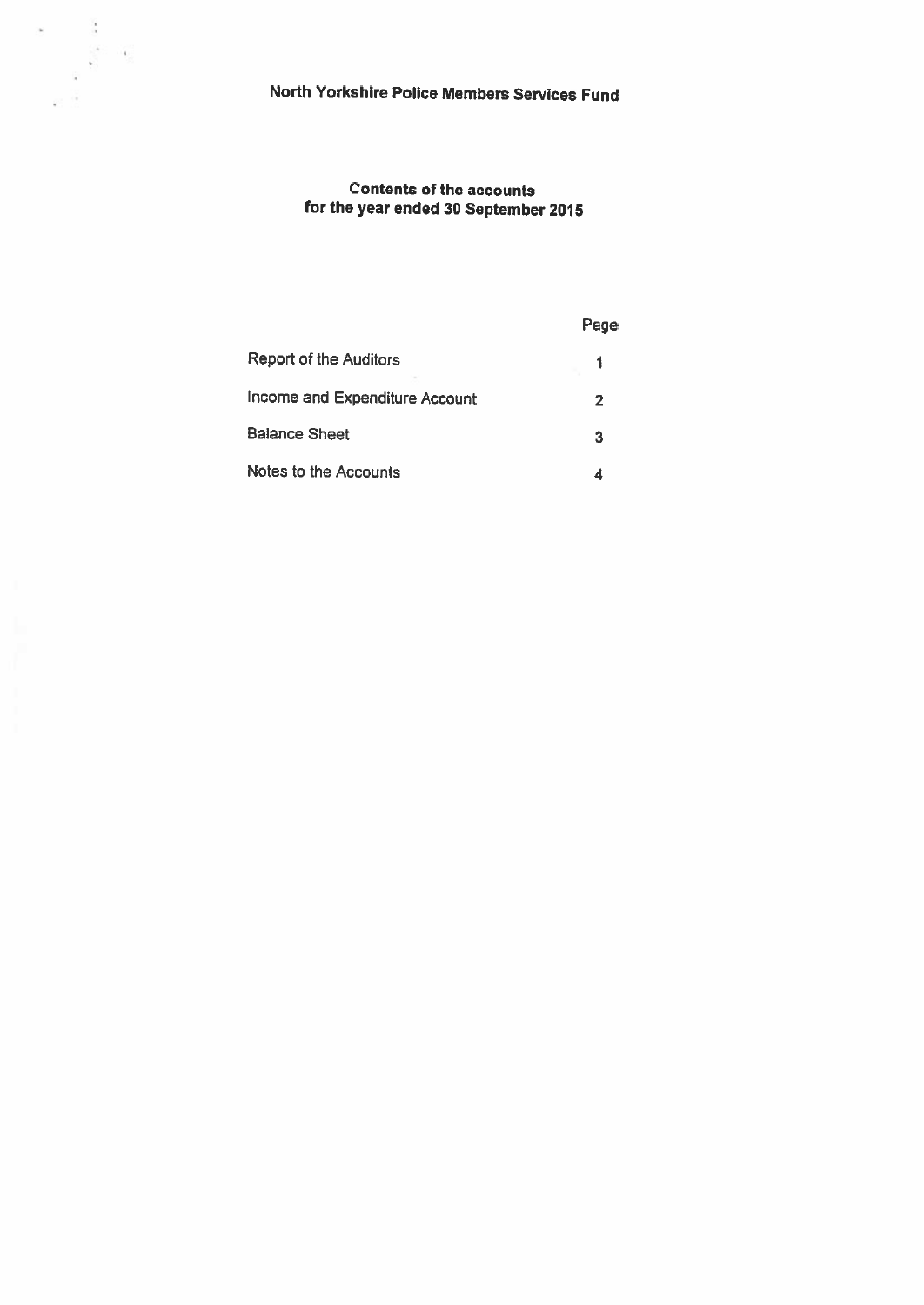# North Yorkshire Police Members Services Fund

## Contents of the accounts for the year ended 30 September 2015

| | Page |
|---|---|
| Report of the Auditors | 1 |
| Income and Expenditure Account | 2 |
| Balance Sheet | 3 |
| Notes to the Accounts | 4 |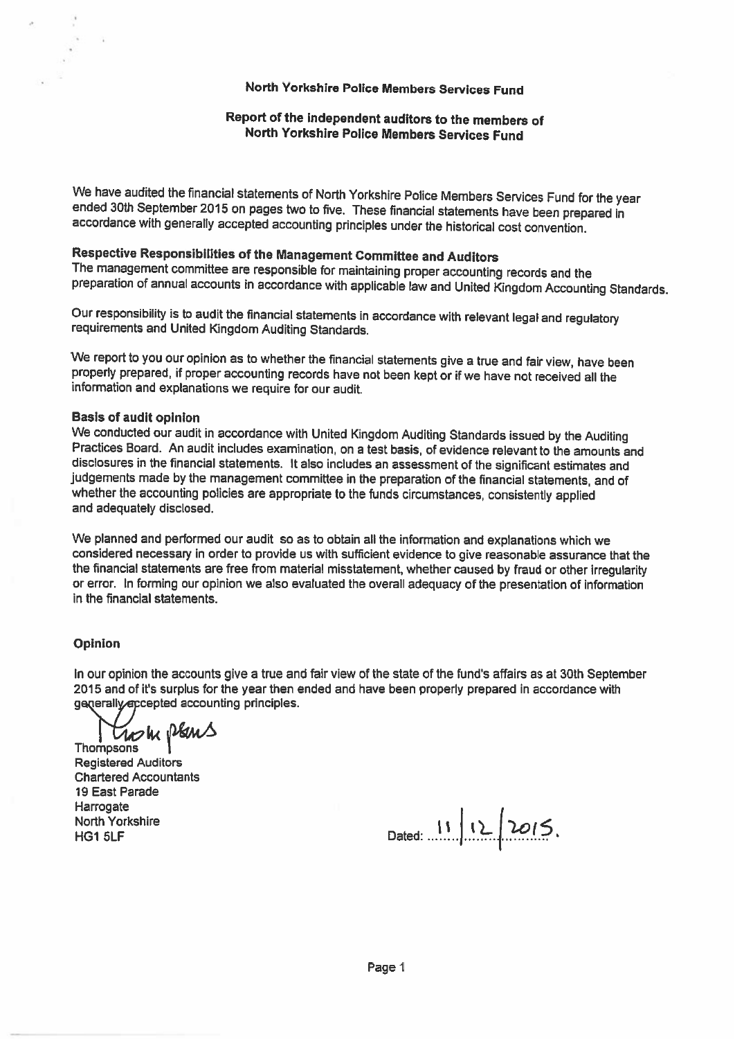# North Yorkshire Police Members Services Fund

## Report of the independent auditors to the members of North Yorkshire Police Members Services Fund

We have audited the financial statements of North Yorkshire Police Members Services Fund for the year ended 30th September 2015 on pages two to five. These financial statements have been prepared in accordance with generally accepted accounting principles under the historical cost convention.

**Respective Responsibilities of the Management Committee and Auditors**

The management committee are responsible for maintaining proper accounting records and the preparation of annual accounts in accordance with applicable law and United Kingdom Accounting Standards.

Our responsibility is to audit the financial statements in accordance with relevant legal and regulatory requirements and United Kingdom Auditing Standards.

We report to you our opinion as to whether the financial statements give a true and fair view, have been properly prepared, if proper accounting records have not been kept or if we have not received all the information and explanations we require for our audit.

**Basis of audit opinion**

We conducted our audit in accordance with United Kingdom Auditing Standards issued by the Auditing Practices Board. An audit includes examination, on a test basis, of evidence relevant to the amounts and disclosures in the financial statements. It also includes an assessment of the significant estimates and judgements made by the management committee in the preparation of the financial statements, and of whether the accounting policies are appropriate to the funds circumstances, consistently applied and adequately disclosed.

We planned and performed our audit so as to obtain all the information and explanations which we considered necessary in order to provide us with sufficient evidence to give reasonable assurance that the the financial statements are free from material misstatement, whether caused by fraud or other irregularity or error. In forming our opinion we also evaluated the overall adequacy of the presentation of information in the financial statements.

**Opinion**

In our opinion the accounts give a true and fair view of the state of the fund's affairs as at 30th September 2015 and of it's surplus for the year then ended and have been properly prepared in accordance with generally accepted accounting principles.

Thompsons
Registered Auditors
Chartered Accountants
19 East Parade
Harrogate
North Yorkshire
HG1 5LF

Dated: 11/12/2015.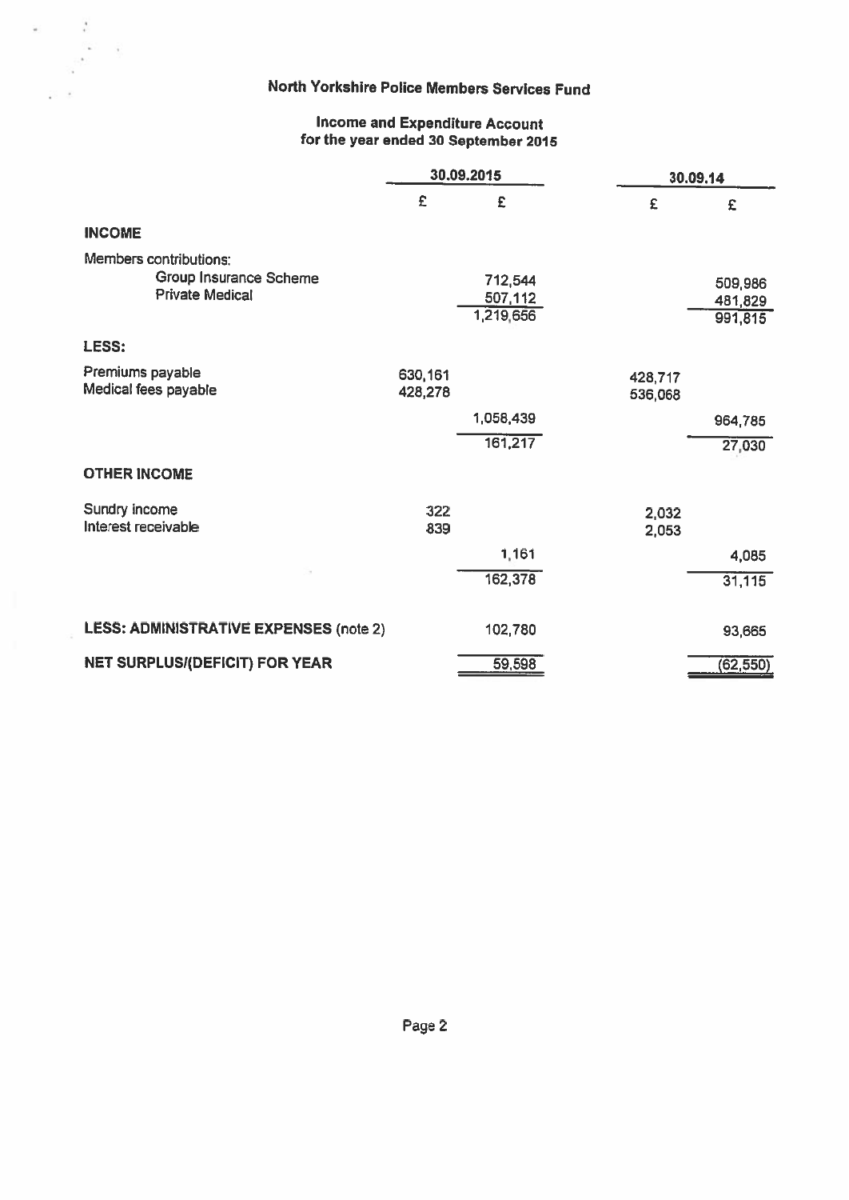# North Yorkshire Police Members Services Fund

## Income and Expenditure Account
### for the year ended 30 September 2015

| | 30.09.2015 | | 30.09.14 | |
|---|---|---|---|---|
| | £ | £ | £ | £ |
| **INCOME** | | | | |
| Members contributions: | | | | |
| Group Insurance Scheme | | 712,544 | | 509,986 |
| Private Medical | | 507,112 | | 481,829 |
| | | 1,219,656 | | 991,815 |
| **LESS:** | | | | |
| Premiums payable | 630,161 | | 428,717 | |
| Medical fees payable | 428,278 | | 536,068 | |
| | | 1,058,439 | | 964,785 |
| | | 161,217 | | 27,030 |
| **OTHER INCOME** | | | | |
| Sundry income | 322 | | 2,032 | |
| Interest receivable | 839 | | 2,053 | |
| | | 1,161 | | 4,085 |
| | | 162,378 | | 31,115 |
| **LESS: ADMINISTRATIVE EXPENSES** (note 2) | | 102,780 | | 93,665 |
| **NET SURPLUS/(DEFICIT) FOR YEAR** | | 59,598 | | (62,550) |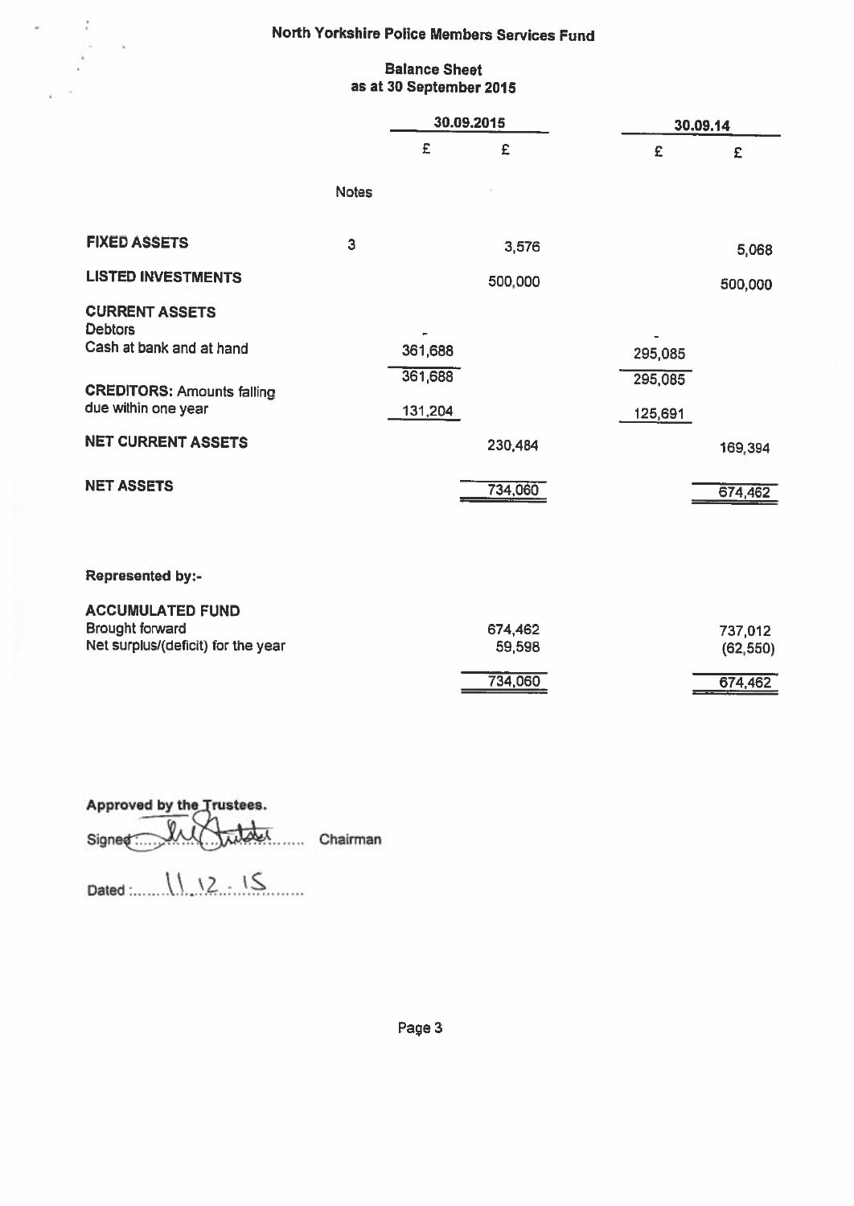# North Yorkshire Police Members Services Fund

## Balance Sheet
## as at 30 September 2015

| | Notes | 30.09.2015 | | 30.09.14 | |
|---|---|---|---|---|---|
| | | £ | £ | £ | £ |
| **FIXED ASSETS** | 3 | | 3,576 | | 5,068 |
| **LISTED INVESTMENTS** | | | 500,000 | | 500,000 |
| **CURRENT ASSETS** | | | | | |
| Debtors | | - | | - | |
| Cash at bank and at hand | | 361,688 | | 295,085 | |
| | | 361,688 | | 295,085 | |
| **CREDITORS:** Amounts falling due within one year | | 131,204 | | 125,691 | |
| **NET CURRENT ASSETS** | | | 230,484 | | 169,394 |
| **NET ASSETS** | | | 734,060 | | 674,462 |

**Represented by:-**

| | | |
|---|---|---|
| **ACCUMULATED FUND** | | |
| Brought forward | 674,462 | 737,012 |
| Net surplus/(deficit) for the year | 59,598 | (62,550) |
| | 734,060 | 674,462 |

**Approved by the Trustees.**

Signed: [signature] Chairman

Dated: 11.12.15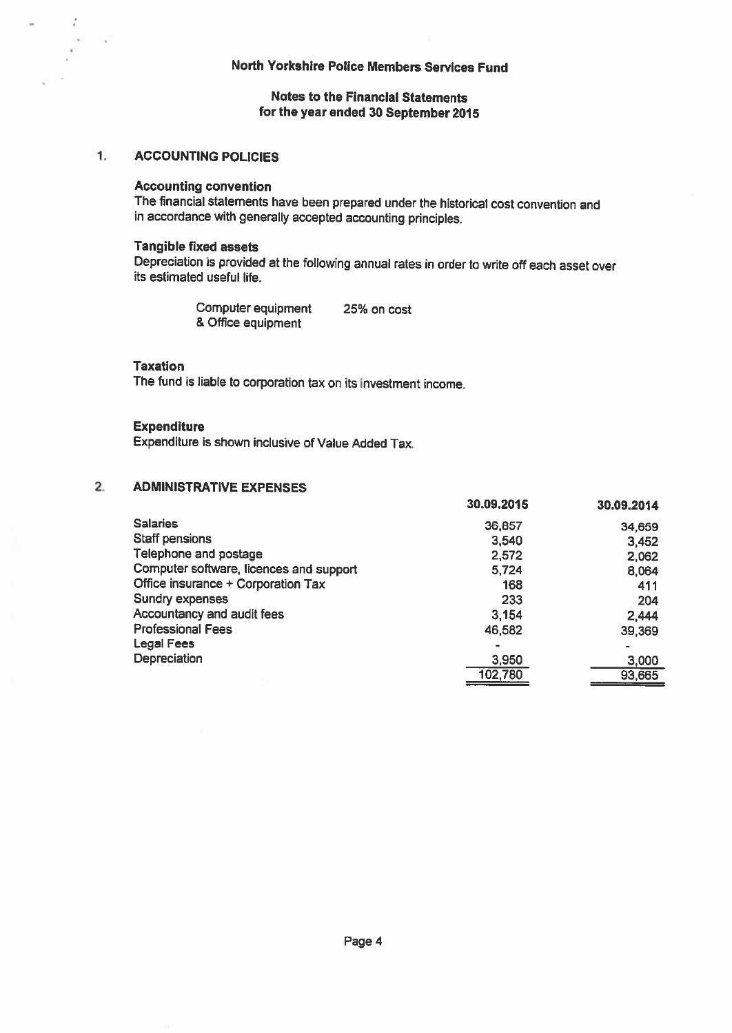# North Yorkshire Police Members Services Fund

## Notes to the Financial Statements for the year ended 30 September 2015

### 1. ACCOUNTING POLICIES

**Accounting convention**

The financial statements have been prepared under the historical cost convention and in accordance with generally accepted accounting principles.

**Tangible fixed assets**

Depreciation is provided at the following annual rates in order to write off each asset over its estimated useful life.

| | |
|---|---|
| Computer equipment & Office equipment | 25% on cost |

**Taxation**

The fund is liable to corporation tax on its investment income.

**Expenditure**

Expenditure is shown inclusive of Value Added Tax.

### 2. ADMINISTRATIVE EXPENSES

| | 30.09.2015 | 30.09.2014 |
|---|---|---|
| Salaries | 36,857 | 34,659 |
| Staff pensions | 3,540 | 3,452 |
| Telephone and postage | 2,572 | 2,062 |
| Computer software, licences and support | 5,724 | 8,064 |
| Office insurance + Corporation Tax | 168 | 411 |
| Sundry expenses | 233 | 204 |
| Accountancy and audit fees | 3,154 | 2,444 |
| Professional Fees | 46,582 | 39,369 |
| Legal Fees | - | - |
| Depreciation | 3,950 | 3,000 |
| | 102,780 | 93,665 |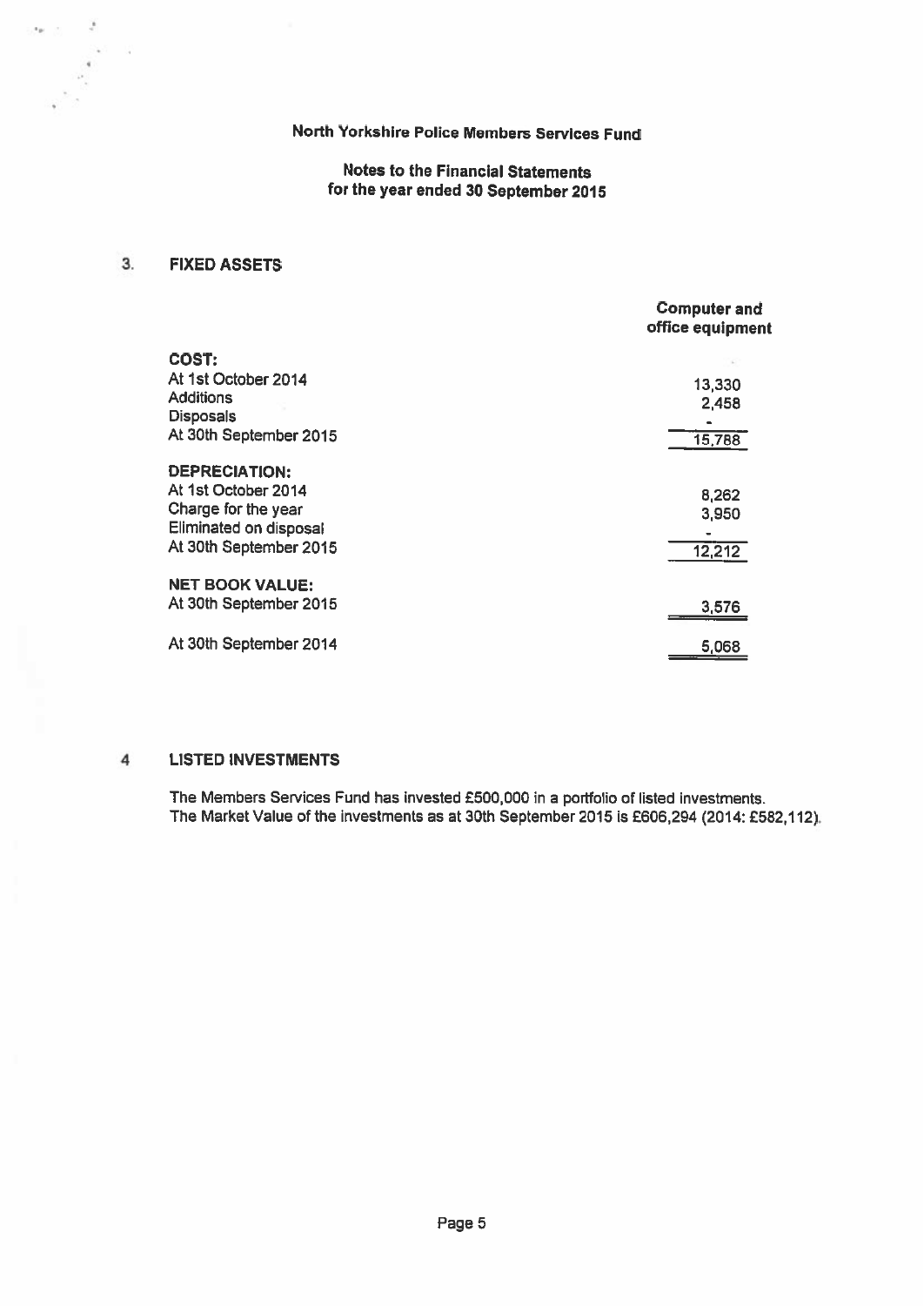# North Yorkshire Police Members Services Fund

## Notes to the Financial Statements for the year ended 30 September 2015

### 3. FIXED ASSETS

| | Computer and office equipment |
|---|---|
| **COST:** | |
| At 1st October 2014 | 13,330 |
| Additions | 2,458 |
| Disposals | - |
| At 30th September 2015 | 15,788 |
| **DEPRECIATION:** | |
| At 1st October 2014 | 8,262 |
| Charge for the year | 3,950 |
| Eliminated on disposal | - |
| At 30th September 2015 | 12,212 |
| **NET BOOK VALUE:** | |
| At 30th September 2015 | 3,576 |
| At 30th September 2014 | 5,068 |

### 4 LISTED INVESTMENTS

The Members Services Fund has invested £500,000 in a portfolio of listed investments.
The Market Value of the investments as at 30th September 2015 is £606,294 (2014: £582,112).